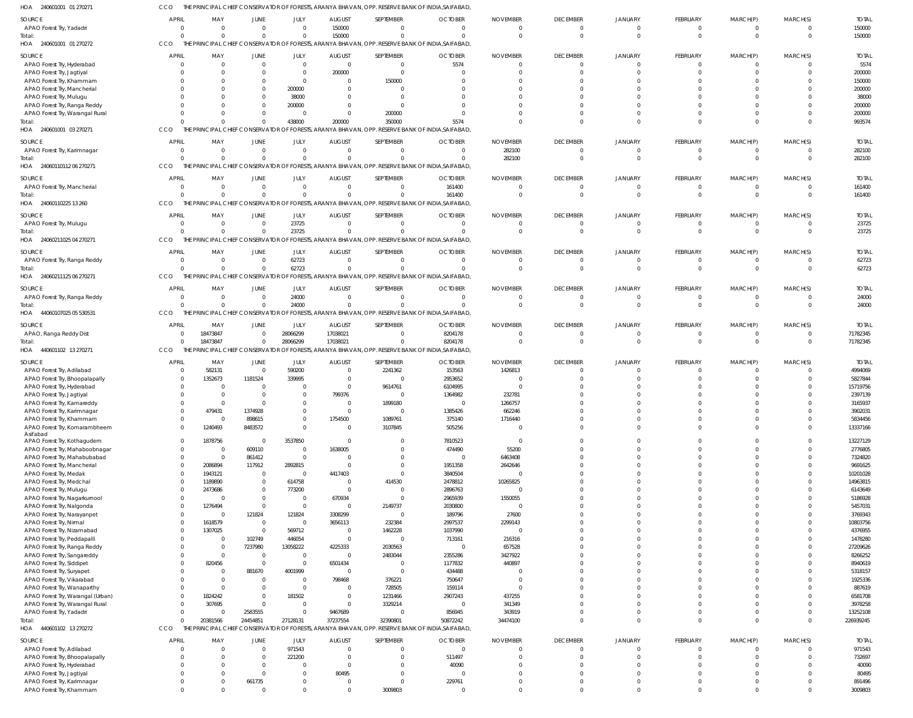HOA 240601001 01 270271 CCO THE PRINCIPAL CHIEF CONSERVATOR OF FORESTS, ARANYA BHAVAN, OPP. RESERVE BANK OF INDIA,SAIFABAD,

| SOURCE | APRIL | MAY | JUNE | JULY | AUGUST | SEPTEMBER | OCTOBER | NOVEMBER | DECEMBER | JANUARY | FEBRUARY | MARCH(P) | MARCH(S) | TOTAL |
|---|---|---|---|---|---|---|---|---|---|---|---|---|---|---|
| APAO Forest Try, Yadadri | 0 | 0 | 0 | 0 | 150000 | 0 | 0 | 0 | 0 | 0 | 0 | 0 | 0 | 150000 |
| Total: | 0 | 0 | 0 | 0 | 150000 | 0 | 0 | 0 | 0 | 0 | 0 | 0 | 0 | 150000 |

HOA 240601001 01 270272 CCO THE PRINCIPAL CHIEF CONSERVATOR OF FORESTS, ARANYA BHAVAN, OPP. RESERVE BANK OF INDIA,SAIFABAD,

| SOURCE | APRIL | MAY | JUNE | JULY | AUGUST | SEPTEMBER | OCTOBER | NOVEMBER | DECEMBER | JANUARY | FEBRUARY | MARCH(P) | MARCH(S) | TOTAL |
|---|---|---|---|---|---|---|---|---|---|---|---|---|---|---|
| APAO Forest Try, Hyderabad | 0 | 0 | 0 | 0 | 0 | 0 | 5574 | 0 | 0 | 0 | 0 | 0 | 0 | 5574 |
| APAO Forest Try, Jagtiyal | 0 | 0 | 0 | 0 | 200000 | 0 | 0 | 0 | 0 | 0 | 0 | 0 | 0 | 200000 |
| APAO Forest Try, Khammam | 0 | 0 | 0 | 0 | 0 | 150000 | 0 | 0 | 0 | 0 | 0 | 0 | 0 | 150000 |
| APAO Forest Try, Mancherial | 0 | 0 | 0 | 200000 | 0 | 0 | 0 | 0 | 0 | 0 | 0 | 0 | 0 | 200000 |
| APAO Forest Try, Mulugu | 0 | 0 | 0 | 38000 | 0 | 0 | 0 | 0 | 0 | 0 | 0 | 0 | 0 | 38000 |
| APAO Forest Try, Ranga Reddy | 0 | 0 | 0 | 200000 | 0 | 0 | 0 | 0 | 0 | 0 | 0 | 0 | 0 | 200000 |
| APAO Forest Try, Warangal Rural | 0 | 0 | 0 | 0 | 0 | 200000 | 0 | 0 | 0 | 0 | 0 | 0 | 0 | 200000 |
| Total: | 0 | 0 | 0 | 438000 | 200000 | 350000 | 5574 | 0 | 0 | 0 | 0 | 0 | 0 | 993574 |

HOA 240601001 03 270271 CCO THE PRINCIPAL CHIEF CONSERVATOR OF FORESTS, ARANYA BHAVAN, OPP. RESERVE BANK OF INDIA,SAIFABAD,

| SOURCE | APRIL | MAY | JUNE | JULY | AUGUST | SEPTEMBER | OCTOBER | NOVEMBER | DECEMBER | JANUARY | FEBRUARY | MARCH(P) | MARCH(S) | TOTAL |
|---|---|---|---|---|---|---|---|---|---|---|---|---|---|---|
| APAO Forest Try, Karimnagar | 0 | 0 | 0 | 0 | 0 | 0 | 0 | 282100 | 0 | 0 | 0 | 0 | 0 | 282100 |
| Total: | 0 | 0 | 0 | 0 | 0 | 0 | 0 | 282100 | 0 | 0 | 0 | 0 | 0 | 282100 |

HOA 240601101 12 06 270271 CCO THE PRINCIPAL CHIEF CONSERVATOR OF FORESTS, ARANYA BHAVAN, OPP. RESERVE BANK OF INDIA,SAIFABAD,

| SOURCE | APRIL | MAY | JUNE | JULY | AUGUST | SEPTEMBER | OCTOBER | NOVEMBER | DECEMBER | JANUARY | FEBRUARY | MARCH(P) | MARCH(S) | TOTAL |
|---|---|---|---|---|---|---|---|---|---|---|---|---|---|---|
| APAO Forest Try, Mancherial | 0 | 0 | 0 | 0 | 0 | 0 | 161400 | 0 | 0 | 0 | 0 | 0 | 0 | 161400 |
| Total: | 0 | 0 | 0 | 0 | 0 | 0 | 161400 | 0 | 0 | 0 | 0 | 0 | 0 | 161400 |

HOA 240601102 25 13 260 CCO THE PRINCIPAL CHIEF CONSERVATOR OF FORESTS, ARANYA BHAVAN, OPP. RESERVE BANK OF INDIA,SAIFABAD,

| SOURCE | APRIL | MAY | JUNE | JULY | AUGUST | SEPTEMBER | OCTOBER | NOVEMBER | DECEMBER | JANUARY | FEBRUARY | MARCH(P) | MARCH(S) | TOTAL |
|---|---|---|---|---|---|---|---|---|---|---|---|---|---|---|
| APAO Forest Try, Mulugu | 0 | 0 | 0 | 23725 | 0 | 0 | 0 | 0 | 0 | 0 | 0 | 0 | 0 | 23725 |
| Total: | 0 | 0 | 0 | 23725 | 0 | 0 | 0 | 0 | 0 | 0 | 0 | 0 | 0 | 23725 |

HOA 240602110 25 04 270271 CCO THE PRINCIPAL CHIEF CONSERVATOR OF FORESTS, ARANYA BHAVAN, OPP. RESERVE BANK OF INDIA,SAIFABAD,

| SOURCE | APRIL | MAY | JUNE | JULY | AUGUST | SEPTEMBER | OCTOBER | NOVEMBER | DECEMBER | JANUARY | FEBRUARY | MARCH(P) | MARCH(S) | TOTAL |
|---|---|---|---|---|---|---|---|---|---|---|---|---|---|---|
| APAO Forest Try, Ranga Reddy | 0 | 0 | 0 | 62723 | 0 | 0 | 0 | 0 | 0 | 0 | 0 | 0 | 0 | 62723 |
| Total: | 0 | 0 | 0 | 62723 | 0 | 0 | 0 | 0 | 0 | 0 | 0 | 0 | 0 | 62723 |

HOA 240602111 25 06 270271 CCO THE PRINCIPAL CHIEF CONSERVATOR OF FORESTS, ARANYA BHAVAN, OPP. RESERVE BANK OF INDIA,SAIFABAD,

| SOURCE | APRIL | MAY | JUNE | JULY | AUGUST | SEPTEMBER | OCTOBER | NOVEMBER | DECEMBER | JANUARY | FEBRUARY | MARCH(P) | MARCH(S) | TOTAL |
|---|---|---|---|---|---|---|---|---|---|---|---|---|---|---|
| APAO Forest Try, Ranga Reddy | 0 | 0 | 0 | 24000 | 0 | 0 | 0 | 0 | 0 | 0 | 0 | 0 | 0 | 24000 |
| Total: | 0 | 0 | 0 | 24000 | 0 | 0 | 0 | 0 | 0 | 0 | 0 | 0 | 0 | 24000 |

HOA 440601070 25 05 530531 CCO THE PRINCIPAL CHIEF CONSERVATOR OF FORESTS, ARANYA BHAVAN, OPP. RESERVE BANK OF INDIA,SAIFABAD,

| SOURCE | APRIL | MAY | JUNE | JULY | AUGUST | SEPTEMBER | OCTOBER | NOVEMBER | DECEMBER | JANUARY | FEBRUARY | MARCH(P) | MARCH(S) | TOTAL |
|---|---|---|---|---|---|---|---|---|---|---|---|---|---|---|
| APAO, Ranga Reddy Dist | 0 | 18473847 | 0 | 28066299 | 17038021 | 0 | 8204178 | 0 | 0 | 0 | 0 | 0 | 0 | 71782345 |
| Total: | 0 | 18473847 | 0 | 28066299 | 17038021 | 0 | 8204178 | 0 | 0 | 0 | 0 | 0 | 0 | 71782345 |

HOA 440601102 13 270271 CCO THE PRINCIPAL CHIEF CONSERVATOR OF FORESTS, ARANYA BHAVAN, OPP. RESERVE BANK OF INDIA,SAIFABAD,

| SOURCE | APRIL | MAY | JUNE | JULY | AUGUST | SEPTEMBER | OCTOBER | NOVEMBER | DECEMBER | JANUARY | FEBRUARY | MARCH(P) | MARCH(S) | TOTAL |
|---|---|---|---|---|---|---|---|---|---|---|---|---|---|---|
| APAO Forest Try, Adilabad | 0 | 582131 | 0 | 590200 | 0 | 2241362 | 153563 | 1426813 | 0 | 0 | 0 | 0 | 0 | 4994069 |
| APAO Forest Try, Bhoopalapally | 0 | 1352673 | 1181524 | 339995 | 0 | 0 | 2953652 | 0 | 0 | 0 | 0 | 0 | 0 | 5827844 |
| APAO Forest Try, Hyderabad | 0 | 0 | 0 | 0 | 0 | 9614761 | 6104995 | 0 | 0 | 0 | 0 | 0 | 0 | 15719756 |
| APAO Forest Try, Jagtiyal | 0 | 0 | 0 | 0 | 799376 | 0 | 1364982 | 232781 | 0 | 0 | 0 | 0 | 0 | 2397139 |
| APAO Forest Try, Kamareddy | 0 | 0 | 0 | 0 | 0 | 1899180 | 0 | 1266757 | 0 | 0 | 0 | 0 | 0 | 3165937 |
| APAO Forest Try, Karimnagar | 0 | 479431 | 1374928 | 0 | 0 | 0 | 1385426 | 662246 | 0 | 0 | 0 | 0 | 0 | 3902031 |
| APAO Forest Try, Khammam | 0 | 0 | 898615 | 0 | 1754500 | 1089761 | 375140 | 1716440 | 0 | 0 | 0 | 0 | 0 | 5834456 |
| APAO Forest Try, Komarambheem Asifabad | 0 | 1240493 | 8483572 | 0 | 0 | 3107845 | 505256 | 0 | 0 | 0 | 0 | 0 | 0 | 13337166 |
| APAO Forest Try, Kothagudem | 0 | 1878756 | 0 | 3537850 | 0 | 0 | 7810523 | 0 | 0 | 0 | 0 | 0 | 0 | 13227129 |
| APAO Forest Try, Mahaboobnagar | 0 | 0 | 609110 | 0 | 1638005 | 0 | 474490 | 55200 | 0 | 0 | 0 | 0 | 0 | 2776805 |
| APAO Forest Try, Mahabubabad | 0 | 0 | 861412 | 0 | 0 | 0 | 0 | 6463408 | 0 | 0 | 0 | 0 | 0 | 7324820 |
| APAO Forest Try, Mancherial | 0 | 2086894 | 117912 | 2892815 | 0 | 0 | 1951358 | 2642646 | 0 | 0 | 0 | 0 | 0 | 9691625 |
| APAO Forest Try, Medak | 0 | 1943121 | 0 | 0 | 4417403 | 0 | 3840504 | 0 | 0 | 0 | 0 | 0 | 0 | 10201028 |
| APAO Forest Try, Medchal | 0 | 1189890 | 0 | 614758 | 0 | 414530 | 2478812 | 10265825 | 0 | 0 | 0 | 0 | 0 | 14963815 |
| APAO Forest Try, Mulugu | 0 | 2473686 | 0 | 773200 | 0 | 0 | 2896763 | 0 | 0 | 0 | 0 | 0 | 0 | 6143649 |
| APAO Forest Try, Nagarkurnool | 0 | 0 | 0 | 0 | 670934 | 0 | 2965939 | 1550055 | 0 | 0 | 0 | 0 | 0 | 5186928 |
| APAO Forest Try, Nalgonda | 0 | 1276494 | 0 | 0 | 0 | 2149737 | 2030800 | 0 | 0 | 0 | 0 | 0 | 0 | 5457031 |
| APAO Forest Try, Narayanpet | 0 | 0 | 121824 | 121824 | 3308299 | 0 | 189796 | 27600 | 0 | 0 | 0 | 0 | 0 | 3769343 |
| APAO Forest Try, Nirmal | 0 | 1618579 | 0 | 0 | 3656113 | 232384 | 2997537 | 2299143 | 0 | 0 | 0 | 0 | 0 | 10803756 |
| APAO Forest Try, Nizamabad | 0 | 1307025 | 0 | 569712 | 0 | 1462228 | 1037990 | 0 | 0 | 0 | 0 | 0 | 0 | 4376955 |
| APAO Forest Try, Peddapalli | 0 | 0 | 102749 | 446054 | 0 | 0 | 713161 | 216316 | 0 | 0 | 0 | 0 | 0 | 1478280 |
| APAO Forest Try, Ranga Reddy | 0 | 0 | 7237980 | 13058222 | 4225333 | 2030563 | 0 | 657528 | 0 | 0 | 0 | 0 | 0 | 27209626 |
| APAO Forest Try, Sangareddy | 0 | 0 | 0 | 0 | 0 | 2483044 | 2355286 | 3427922 | 0 | 0 | 0 | 0 | 0 | 8266252 |
| APAO Forest Try, Siddipet | 0 | 820456 | 0 | 0 | 6501434 | 0 | 1177832 | 440897 | 0 | 0 | 0 | 0 | 0 | 8940619 |
| APAO Forest Try, Suryapet | 0 | 0 | 881670 | 4001999 | 0 | 0 | 434488 | 0 | 0 | 0 | 0 | 0 | 0 | 5318157 |
| APAO Forest Try, Vikarabad | 0 | 0 | 0 | 0 | 798468 | 376221 | 750647 | 0 | 0 | 0 | 0 | 0 | 0 | 1925336 |
| APAO Forest Try, Wanaparthy | 0 | 0 | 0 | 0 | 0 | 728505 | 159114 | 0 | 0 | 0 | 0 | 0 | 0 | 887619 |
| APAO Forest Try, Warangal (Urban) | 0 | 1824242 | 0 | 181502 | 0 | 1231466 | 2907243 | 437255 | 0 | 0 | 0 | 0 | 0 | 6581708 |
| APAO Forest Try, Warangal Rural | 0 | 307695 | 0 | 0 | 0 | 3329214 | 0 | 341349 | 0 | 0 | 0 | 0 | 0 | 3978258 |
| APAO Forest Try, Yadadri | 0 | 0 | 2583555 | 0 | 9467689 | 0 | 856945 | 343919 | 0 | 0 | 0 | 0 | 0 | 13252108 |
| Total: | 0 | 20381566 | 24454851 | 27128131 | 37237554 | 32390801 | 50872242 | 34474100 | 0 | 0 | 0 | 0 | 0 | 226939245 |

HOA 440601102 13 270272 CCO THE PRINCIPAL CHIEF CONSERVATOR OF FORESTS, ARANYA BHAVAN, OPP. RESERVE BANK OF INDIA,SAIFABAD,

| SOURCE | APRIL | MAY | JUNE | JULY | AUGUST | SEPTEMBER | OCTOBER | NOVEMBER | DECEMBER | JANUARY | FEBRUARY | MARCH(P) | MARCH(S) | TOTAL |
|---|---|---|---|---|---|---|---|---|---|---|---|---|---|---|
| APAO Forest Try, Adilabad | 0 | 0 | 0 | 971543 | 0 | 0 | 0 | 0 | 0 | 0 | 0 | 0 | 0 | 971543 |
| APAO Forest Try, Bhoopalapally | 0 | 0 | 0 | 221200 | 0 | 0 | 511497 | 0 | 0 | 0 | 0 | 0 | 0 | 732697 |
| APAO Forest Try, Hyderabad | 0 | 0 | 0 | 0 | 0 | 0 | 40090 | 0 | 0 | 0 | 0 | 0 | 0 | 40090 |
| APAO Forest Try, Jagtiyal | 0 | 0 | 0 | 0 | 80495 | 0 | 0 | 0 | 0 | 0 | 0 | 0 | 0 | 80495 |
| APAO Forest Try, Karimnagar | 0 | 0 | 661735 | 0 | 0 | 0 | 229761 | 0 | 0 | 0 | 0 | 0 | 0 | 891496 |
| APAO Forest Try, Khammam | 0 | 0 | 0 | 0 | 0 | 3009803 | 0 | 0 | 0 | 0 | 0 | 0 | 0 | 3009803 |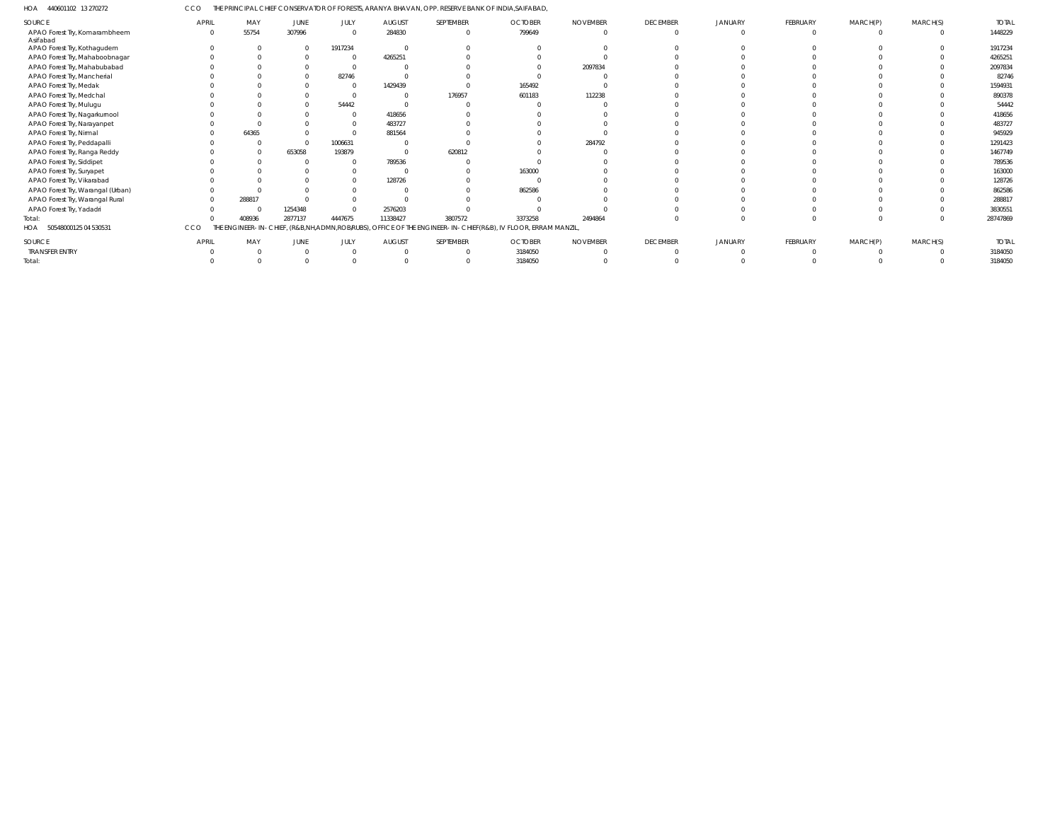HOA 440601102 13 270272 CCO THE PRINCIPAL CHIEF CONSERVATOR OF FORESTS, ARANYA BHAVAN, OPP. RESERVE BANK OF INDIA,SAIFABAD,

| SOURCE | APRIL | MAY | JUNE | JULY | AUGUST | SEPTEMBER | OCTOBER | NOVEMBER | DECEMBER | JANUARY | FEBRUARY | MARCH(P) | MARCH(S) | TOTAL |
|---|---|---|---|---|---|---|---|---|---|---|---|---|---|---|
| APAO Forest Try, Komarambheem Asifabad | 0 | 55754 | 307996 | 0 | 284830 | 0 | 799649 | 0 | 0 | 0 | 0 | 0 | 0 | 1448229 |
| APAO Forest Try, Kothagudem | 0 | 0 | 0 | 1917234 | 0 | 0 | 0 | 0 | 0 | 0 | 0 | 0 | 0 | 1917234 |
| APAO Forest Try, Mahaboobnagar | 0 | 0 | 0 | 0 | 4265251 | 0 | 0 | 0 | 0 | 0 | 0 | 0 | 0 | 4265251 |
| APAO Forest Try, Mahabubabad | 0 | 0 | 0 | 0 | 0 | 0 | 0 | 2097834 | 0 | 0 | 0 | 0 | 0 | 2097834 |
| APAO Forest Try, Mancherial | 0 | 0 | 0 | 82746 | 0 | 0 | 0 | 0 | 0 | 0 | 0 | 0 | 0 | 82746 |
| APAO Forest Try, Medak | 0 | 0 | 0 | 0 | 1429439 | 0 | 165492 | 0 | 0 | 0 | 0 | 0 | 0 | 1594931 |
| APAO Forest Try, Medchal | 0 | 0 | 0 | 0 | 0 | 176957 | 601183 | 112238 | 0 | 0 | 0 | 0 | 0 | 890378 |
| APAO Forest Try, Mulugu | 0 | 0 | 0 | 54442 | 0 | 0 | 0 | 0 | 0 | 0 | 0 | 0 | 0 | 54442 |
| APAO Forest Try, Nagarkurnool | 0 | 0 | 0 | 0 | 418656 | 0 | 0 | 0 | 0 | 0 | 0 | 0 | 0 | 418656 |
| APAO Forest Try, Narayanpet | 0 | 0 | 0 | 0 | 483727 | 0 | 0 | 0 | 0 | 0 | 0 | 0 | 0 | 483727 |
| APAO Forest Try, Nirmal | 0 | 64365 | 0 | 0 | 881564 | 0 | 0 | 0 | 0 | 0 | 0 | 0 | 0 | 945929 |
| APAO Forest Try, Peddapalli | 0 | 0 | 0 | 1006631 | 0 | 0 | 0 | 284792 | 0 | 0 | 0 | 0 | 0 | 1291423 |
| APAO Forest Try, Ranga Reddy | 0 | 0 | 653058 | 193879 | 0 | 620812 | 0 | 0 | 0 | 0 | 0 | 0 | 0 | 1467749 |
| APAO Forest Try, Siddipet | 0 | 0 | 0 | 0 | 789536 | 0 | 0 | 0 | 0 | 0 | 0 | 0 | 0 | 789536 |
| APAO Forest Try, Suryapet | 0 | 0 | 0 | 0 | 0 | 0 | 163000 | 0 | 0 | 0 | 0 | 0 | 0 | 163000 |
| APAO Forest Try, Vikarabad | 0 | 0 | 0 | 0 | 128726 | 0 | 0 | 0 | 0 | 0 | 0 | 0 | 0 | 128726 |
| APAO Forest Try, Warangal (Urban) | 0 | 0 | 0 | 0 | 0 | 0 | 862586 | 0 | 0 | 0 | 0 | 0 | 0 | 862586 |
| APAO Forest Try, Warangal Rural | 0 | 288817 | 0 | 0 | 0 | 0 | 0 | 0 | 0 | 0 | 0 | 0 | 0 | 288817 |
| APAO Forest Try, Yadadri | 0 | 0 | 1254348 | 0 | 2576203 | 0 | 0 | 0 | 0 | 0 | 0 | 0 | 0 | 3830551 |
| Total: | 0 | 408936 | 2877137 | 4447675 | 11338427 | 3807572 | 3373258 | 2494864 | 0 | 0 | 0 | 0 | 0 | 28747869 |

HOA 50548000125 04 530531 CCO THE ENGINEER-IN-CHIEF, (R&B,NH,ADMN,ROB/RUBS), OFFICE OF THE ENGINEER-IN-CHIEF(R&B), IV FLOOR, ERRAM MANZIL,

| SOURCE | APRIL | MAY | JUNE | JULY | AUGUST | SEPTEMBER | OCTOBER | NOVEMBER | DECEMBER | JANUARY | FEBRUARY | MARCH(P) | MARCH(S) | TOTAL |
|---|---|---|---|---|---|---|---|---|---|---|---|---|---|---|
| TRANSFER ENTRY | 0 | 0 | 0 | 0 | 0 | 0 | 3184050 | 0 | 0 | 0 | 0 | 0 | 0 | 3184050 |
| Total: | 0 | 0 | 0 | 0 | 0 | 0 | 3184050 | 0 | 0 | 0 | 0 | 0 | 0 | 3184050 |